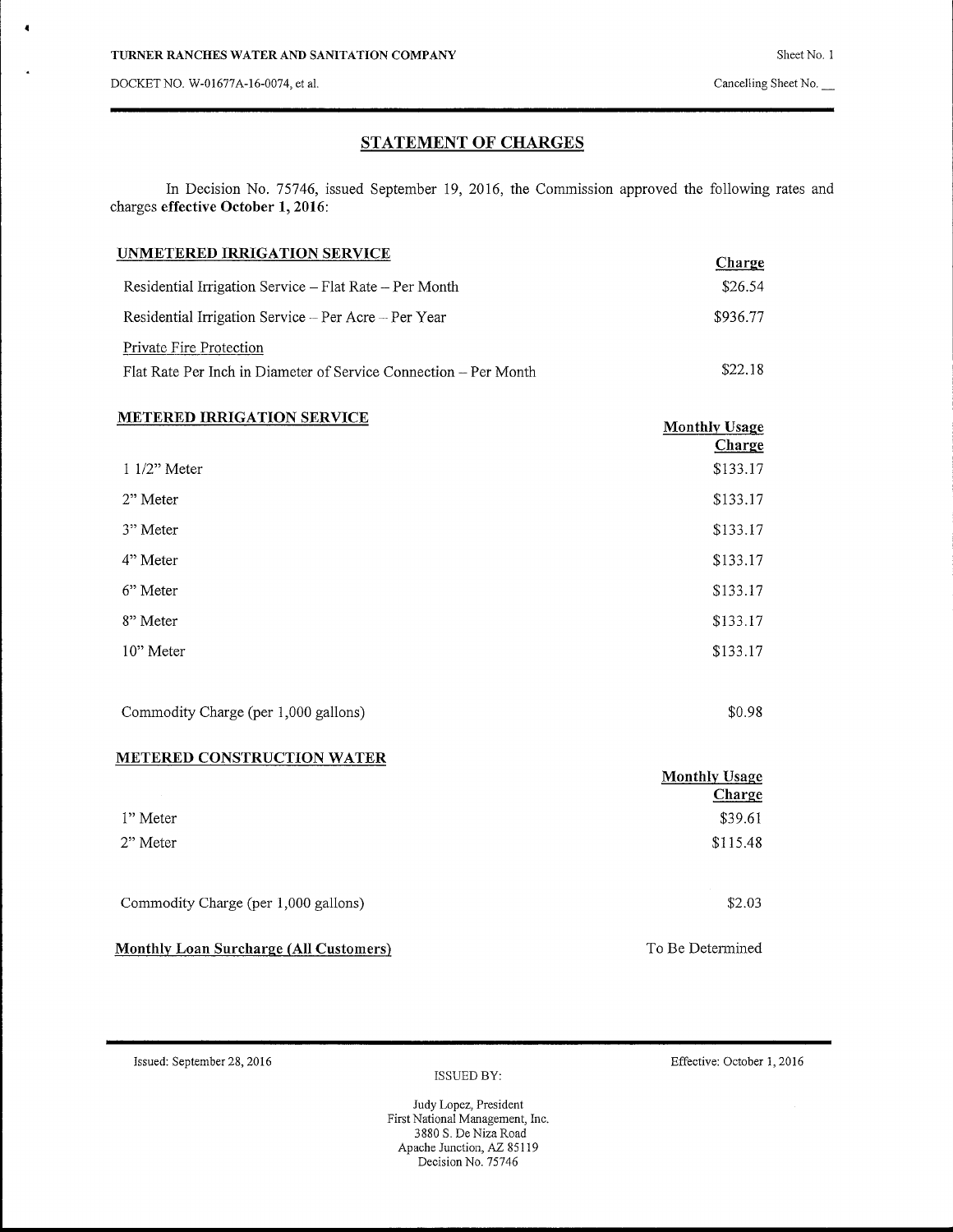TURNER RANCHES WATER AND SANITATION COMPANY

DOCKET NO. W-01677A-16-0074, et al.

Sheet No. 1

Cancelling Sheet No. __

## STATEMENT OF CHARGES

In Decision No. 75746, issued September 19, 2016, the Commission approved the following rates and charges **effective October 1, 2016**:

| **UNMETERED IRRIGATION SERVICE** | **Charge** |
|---|---|
| Residential Irrigation Service – Flat Rate – Per Month | $26.54 |
| Residential Irrigation Service – Per Acre – Per Year | $936.77 |
| Private Fire Protection | |
| Flat Rate Per Inch in Diameter of Service Connection – Per Month | $22.18 |

| **METERED IRRIGATION SERVICE** | **Monthly Usage Charge** |
|---|---|
| 1 1/2" Meter | $133.17 |
| 2" Meter | $133.17 |
| 3" Meter | $133.17 |
| 4" Meter | $133.17 |
| 6" Meter | $133.17 |
| 8" Meter | $133.17 |
| 10" Meter | $133.17 |
| Commodity Charge (per 1,000 gallons) | $0.98 |

| **METERED CONSTRUCTION WATER** | **Monthly Usage Charge** |
|---|---|
| 1" Meter | $39.61 |
| 2" Meter | $115.48 |
| Commodity Charge (per 1,000 gallons) | $2.03 |

| **Monthly Loan Surcharge (All Customers)** | To Be Determined |
|---|---|

Issued: September 28, 2016

Effective: October 1, 2016

ISSUED BY:

Judy Lopez, President
First National Management, Inc.
3880 S. De Niza Road
Apache Junction, AZ 85119
Decision No. 75746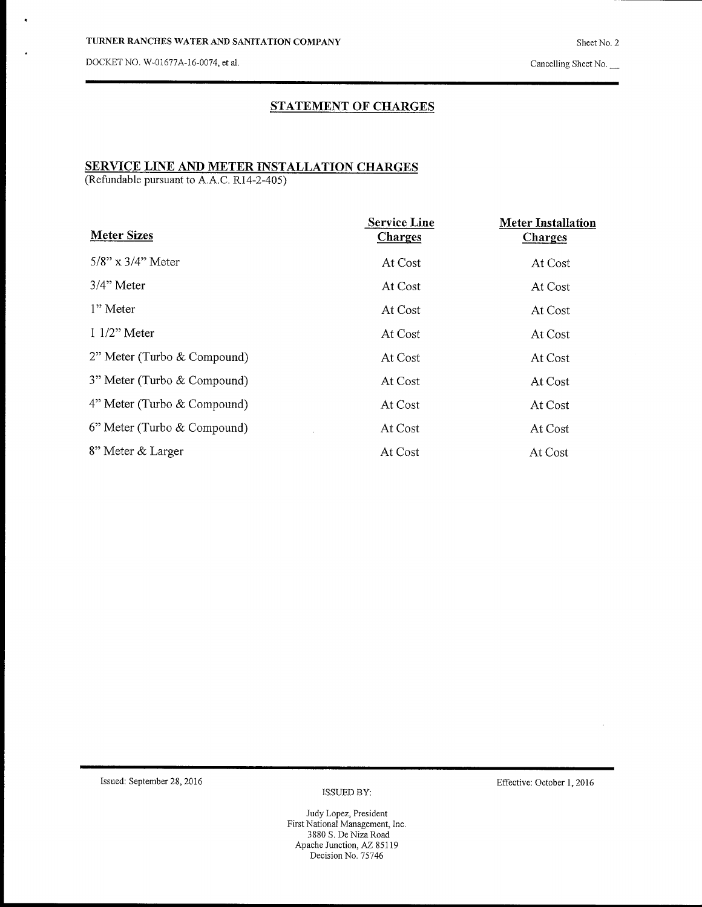## STATEMENT OF CHARGES

### SERVICE LINE AND METER INSTALLATION CHARGES

(Refundable pursuant to A.A.C. R14-2-405)

| Meter Sizes | Service Line Charges | Meter Installation Charges |
|---|---|---|
| 5/8" x 3/4" Meter | At Cost | At Cost |
| 3/4" Meter | At Cost | At Cost |
| 1" Meter | At Cost | At Cost |
| 1 1/2" Meter | At Cost | At Cost |
| 2" Meter (Turbo & Compound) | At Cost | At Cost |
| 3" Meter (Turbo & Compound) | At Cost | At Cost |
| 4" Meter (Turbo & Compound) | At Cost | At Cost |
| 6" Meter (Turbo & Compound) | At Cost | At Cost |
| 8" Meter & Larger | At Cost | At Cost |

Issued: September 28, 2016

Effective: October 1, 2016

ISSUED BY:

Judy Lopez, President
First National Management, Inc.
3880 S. De Niza Road
Apache Junction, AZ 85119
Decision No. 75746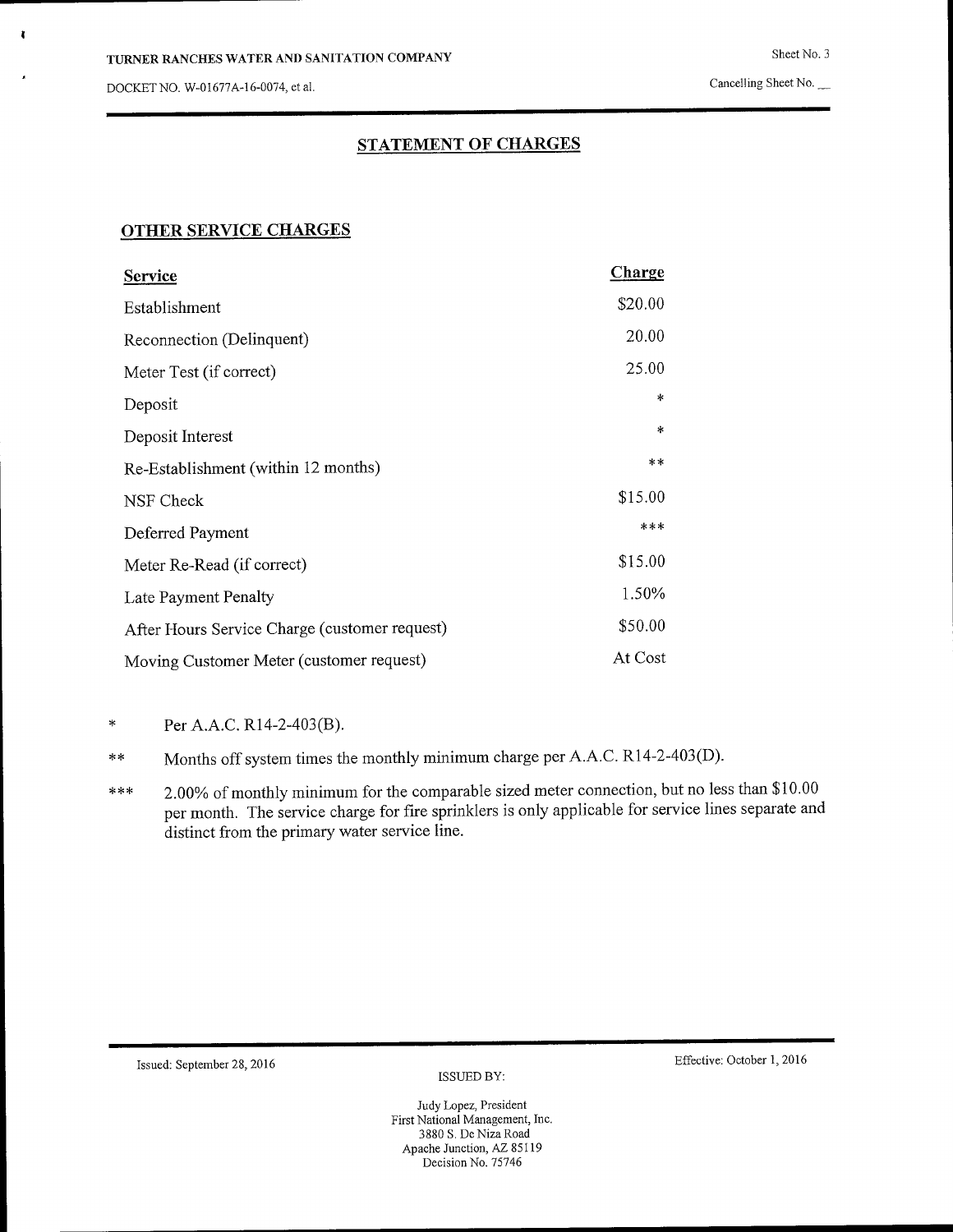TURNER RANCHES WATER AND SANITATION COMPANY

DOCKET NO. W-01677A-16-0074, et al.

Sheet No. 3

Cancelling Sheet No. \_\_

## STATEMENT OF CHARGES

### OTHER SERVICE CHARGES

| Service | Charge |
| --- | --- |
| Establishment | $20.00 |
| Reconnection (Delinquent) | 20.00 |
| Meter Test (if correct) | 25.00 |
| Deposit | * |
| Deposit Interest | * |
| Re-Establishment (within 12 months) | ** |
| NSF Check | $15.00 |
| Deferred Payment | *** |
| Meter Re-Read (if correct) | $15.00 |
| Late Payment Penalty | 1.50% |
| After Hours Service Charge (customer request) | $50.00 |
| Moving Customer Meter (customer request) | At Cost |

\* Per A.A.C. R14-2-403(B).

\*\* Months off system times the monthly minimum charge per A.A.C. R14-2-403(D).

\*\*\* 2.00% of monthly minimum for the comparable sized meter connection, but no less than $10.00 per month. The service charge for fire sprinklers is only applicable for service lines separate and distinct from the primary water service line.

Issued: September 28, 2016

Effective: October 1, 2016

ISSUED BY:

Judy Lopez, President
First National Management, Inc.
3880 S. De Niza Road
Apache Junction, AZ 85119
Decision No. 75746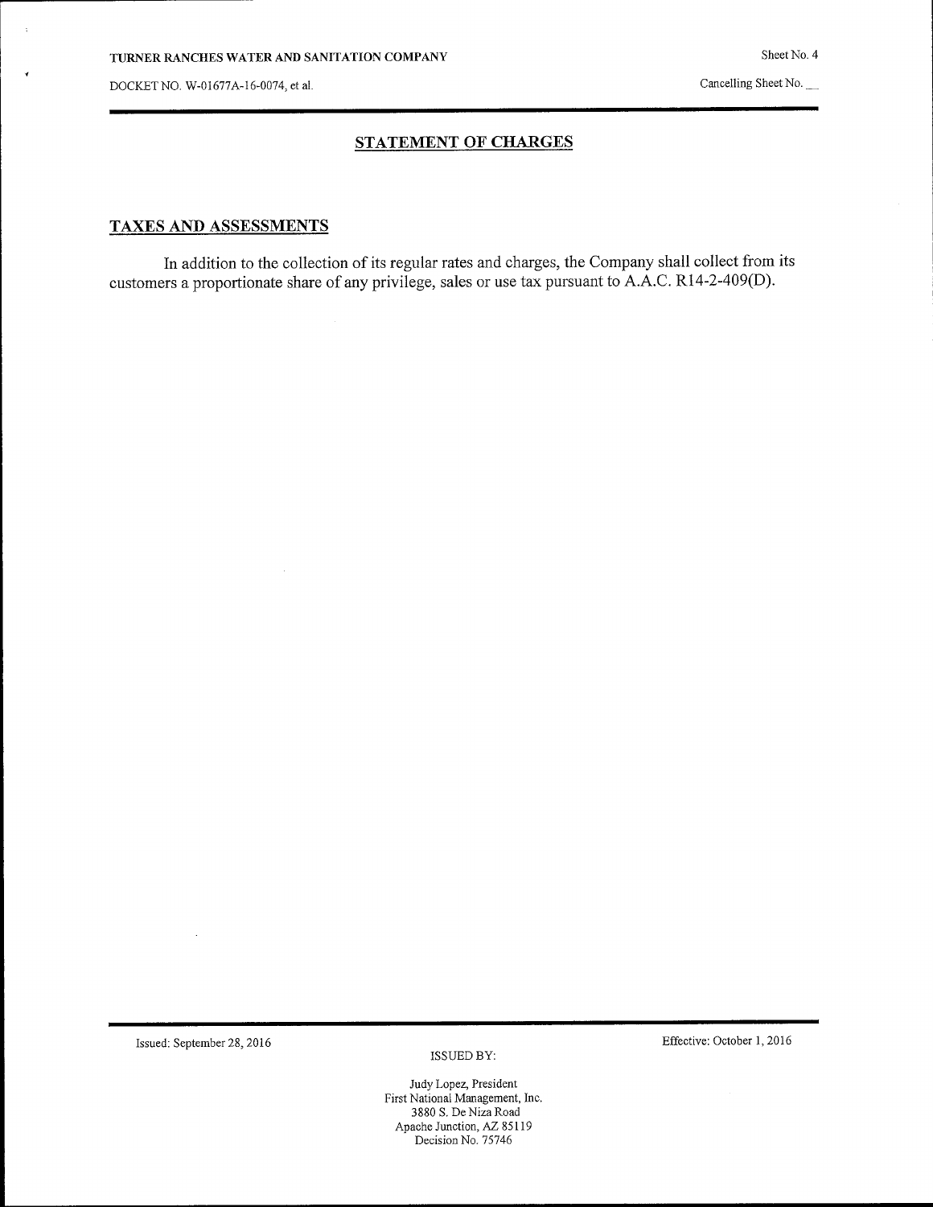## STATEMENT OF CHARGES

### TAXES AND ASSESSMENTS

In addition to the collection of its regular rates and charges, the Company shall collect from its customers a proportionate share of any privilege, sales or use tax pursuant to A.A.C. R14-2-409(D).

Issued: September 28, 2016

Effective: October 1, 2016

ISSUED BY:

Judy Lopez, President
First National Management, Inc.
3880 S. De Niza Road
Apache Junction, AZ 85119
Decision No. 75746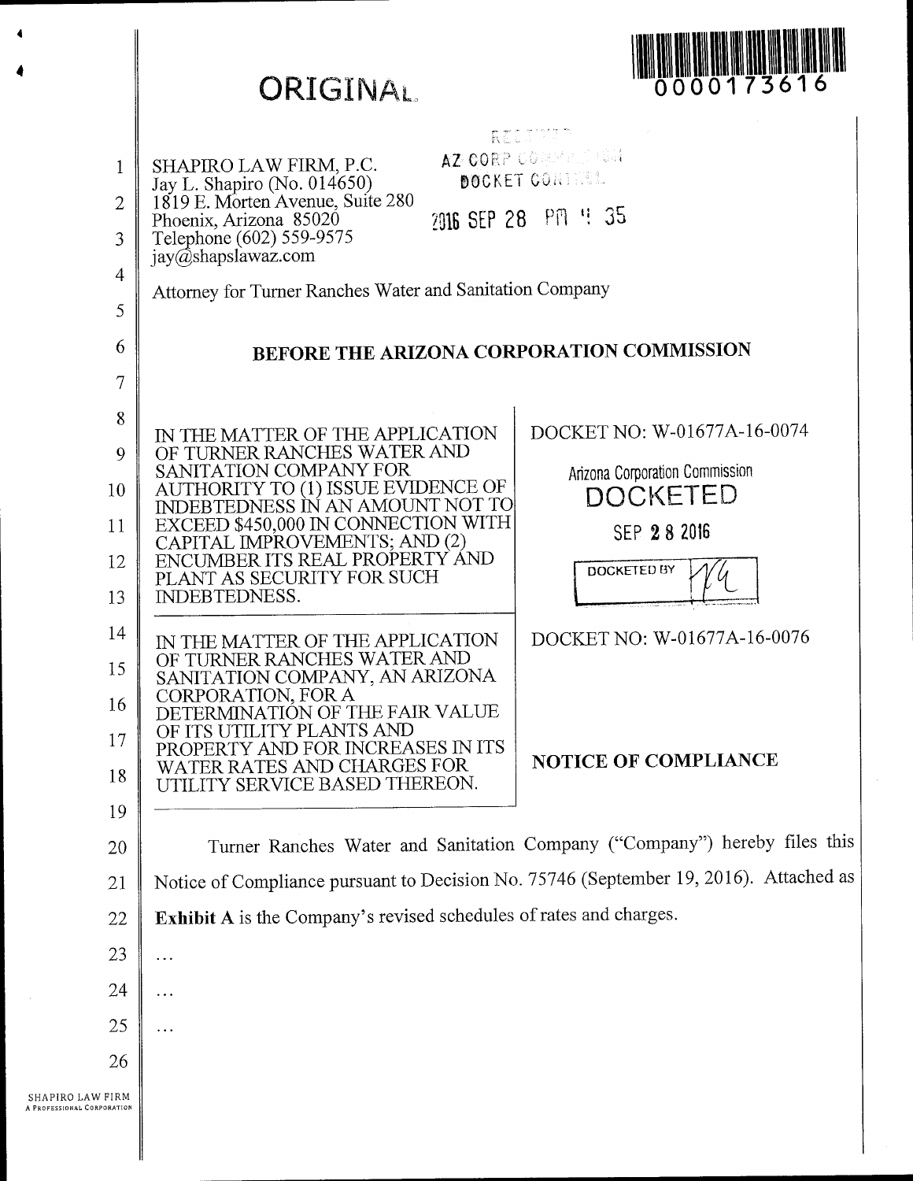**ORIGINAL**

0000173616

RECEIVED
AZ CORP COMMISSION
DOCKET CONTROL

2016 SEP 28 PM 4 35

SHAPIRO LAW FIRM, P.C.
Jay L. Shapiro (No. 014650)
1819 E. Morten Avenue, Suite 280
Phoenix, Arizona 85020
Telephone (602) 559-9575
jay@shapslawaz.com

Attorney for Turner Ranches Water and Sanitation Company

## BEFORE THE ARIZONA CORPORATION COMMISSION

| | |
|---|---|
| IN THE MATTER OF THE APPLICATION OF TURNER RANCHES WATER AND SANITATION COMPANY FOR AUTHORITY TO (1) ISSUE EVIDENCE OF INDEBTEDNESS IN AN AMOUNT NOT TO EXCEED $450,000 IN CONNECTION WITH CAPITAL IMPROVEMENTS; AND (2) ENCUMBER ITS REAL PROPERTY AND PLANT AS SECURITY FOR SUCH INDEBTEDNESS. | DOCKET NO: W-01677A-16-0074<br><br>Arizona Corporation Commission<br>DOCKETED<br>SEP 28 2016<br>DOCKETED BY |
| IN THE MATTER OF THE APPLICATION OF TURNER RANCHES WATER AND SANITATION COMPANY, AN ARIZONA CORPORATION, FOR A DETERMINATION OF THE FAIR VALUE OF ITS UTILITY PLANTS AND PROPERTY AND FOR INCREASES IN ITS WATER RATES AND CHARGES FOR UTILITY SERVICE BASED THEREON. | DOCKET NO: W-01677A-16-0076<br><br>**NOTICE OF COMPLIANCE** |

Turner Ranches Water and Sanitation Company ("Company") hereby files this Notice of Compliance pursuant to Decision No. 75746 (September 19, 2016). Attached as **Exhibit A** is the Company's revised schedules of rates and charges.

...

...

...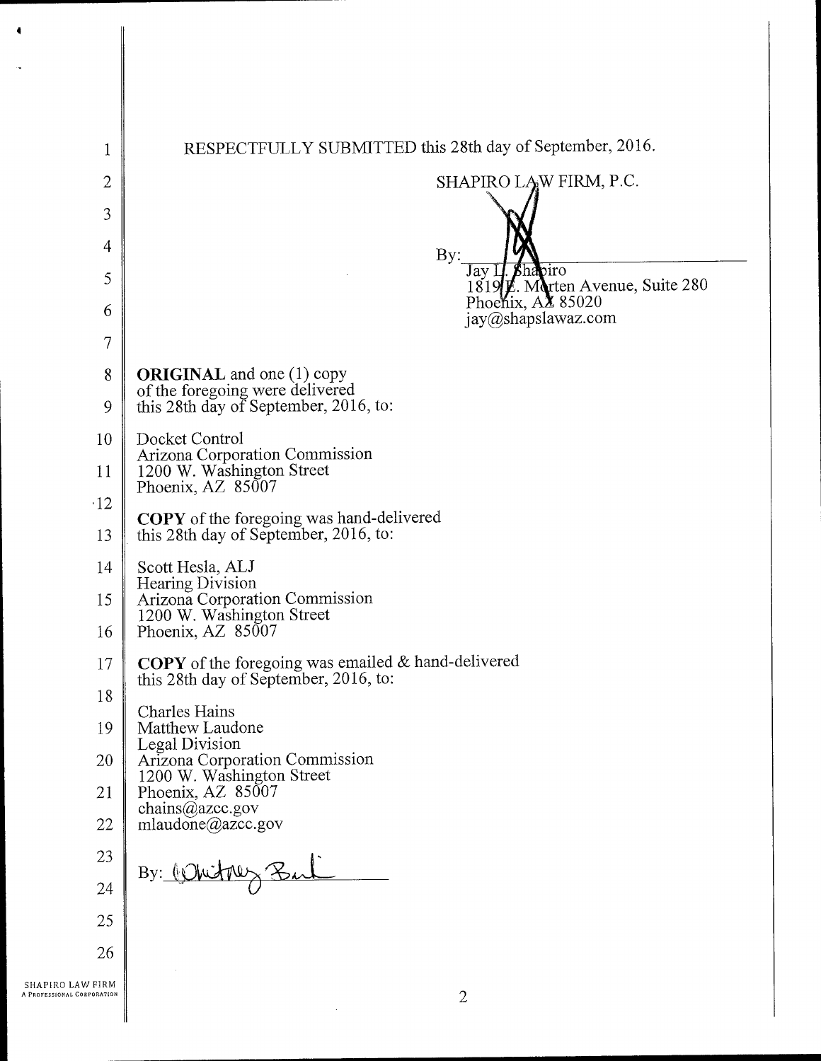RESPECTFULLY SUBMITTED this 28th day of September, 2016.

SHAPIRO LAW FIRM, P.C.

By: ______________________
Jay L. Shapiro
1819 E. Morten Avenue, Suite 280
Phoenix, AZ 85020
jay@shapslawaz.com

**ORIGINAL** and one (1) copy
of the foregoing were delivered
this 28th day of September, 2016, to:

Docket Control
Arizona Corporation Commission
1200 W. Washington Street
Phoenix, AZ 85007

**COPY** of the foregoing was hand-delivered
this 28th day of September, 2016, to:

Scott Hesla, ALJ
Hearing Division
Arizona Corporation Commission
1200 W. Washington Street
Phoenix, AZ 85007

**COPY** of the foregoing was emailed & hand-delivered
this 28th day of September, 2016, to:

Charles Hains
Matthew Laudone
Legal Division
Arizona Corporation Commission
1200 W. Washington Street
Phoenix, AZ 85007
chains@azcc.gov
mlaudone@azcc.gov

By: Whitney Bul